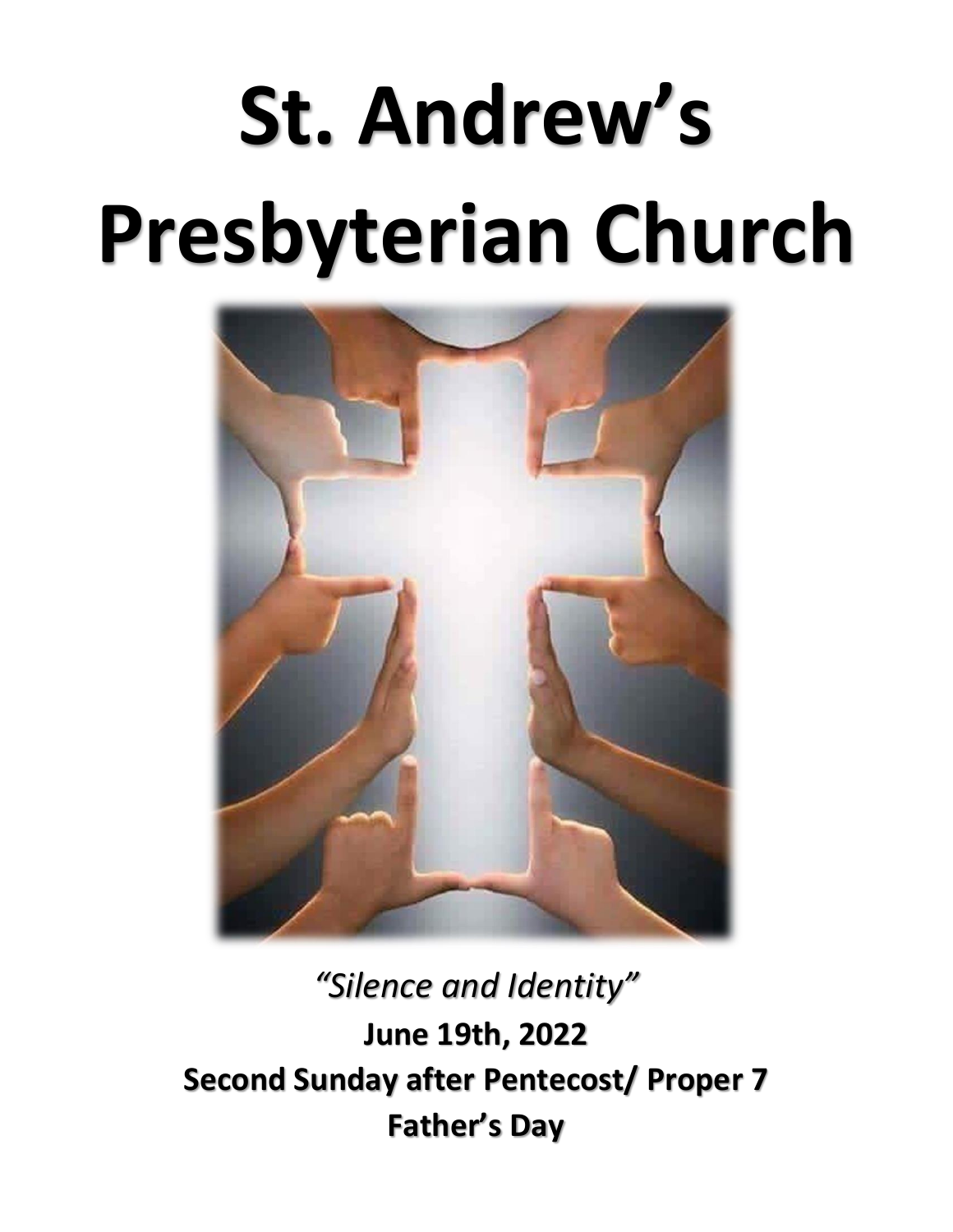# St. Andrew's Presbyterian Church

*"Silence and Identity"*

**June 19th, 2022**

**Second Sunday after Pentecost/ Proper 7**

**Father's Day**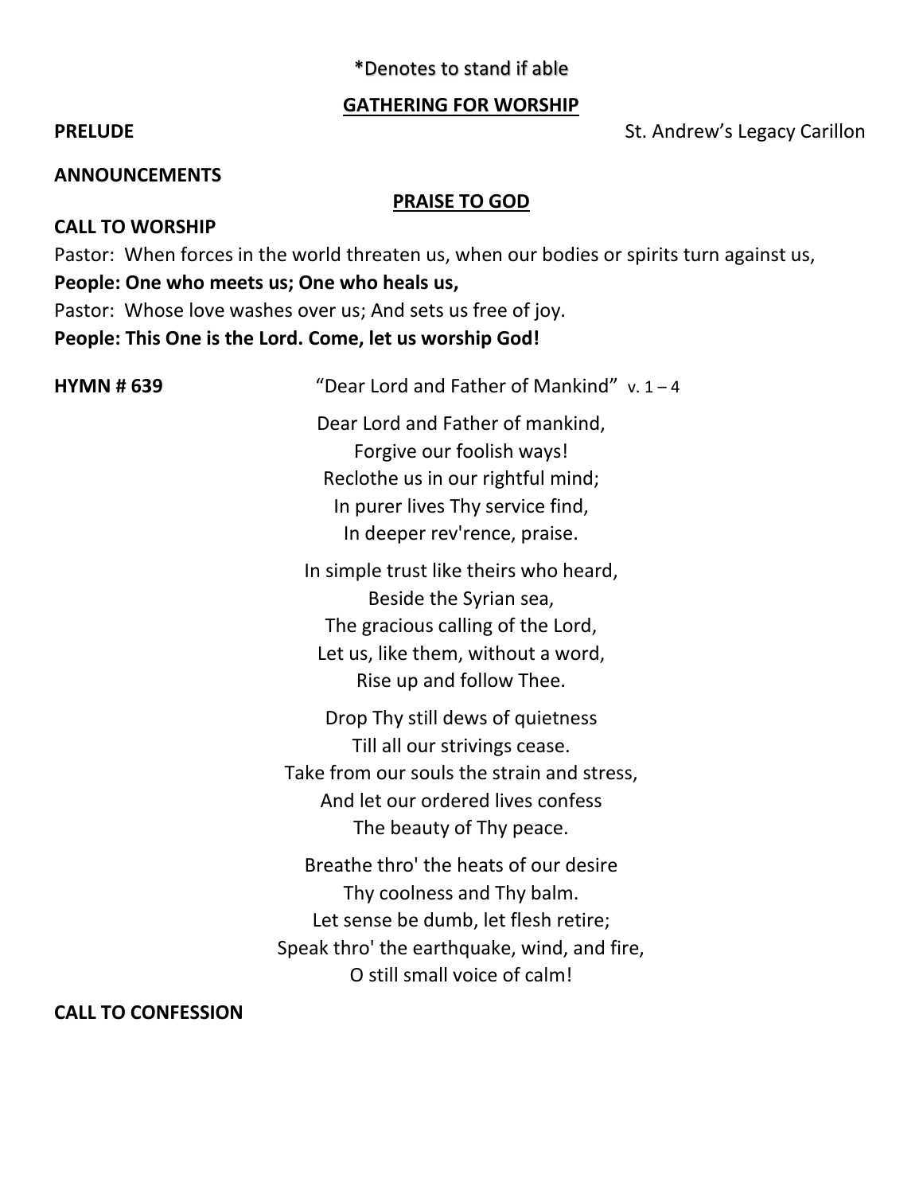*Denotes to stand if able

## GATHERING FOR WORSHIP

**PRELUDE** St. Andrew's Legacy Carillon

**ANNOUNCEMENTS**

## PRAISE TO GOD

**CALL TO WORSHIP**

Pastor: When forces in the world threaten us, when our bodies or spirits turn against us,

**People: One who meets us; One who heals us,**

Pastor: Whose love washes over us; And sets us free of joy.

**People: This One is the Lord. Come, let us worship God!**

**HYMN # 639** "Dear Lord and Father of Mankind" v. 1 – 4

Dear Lord and Father of mankind,
Forgive our foolish ways!
Reclothe us in our rightful mind;
In purer lives Thy service find,
In deeper rev'rence, praise.

In simple trust like theirs who heard,
Beside the Syrian sea,
The gracious calling of the Lord,
Let us, like them, without a word,
Rise up and follow Thee.

Drop Thy still dews of quietness
Till all our strivings cease.
Take from our souls the strain and stress,
And let our ordered lives confess
The beauty of Thy peace.

Breathe thro' the heats of our desire
Thy coolness and Thy balm.
Let sense be dumb, let flesh retire;
Speak thro' the earthquake, wind, and fire,
O still small voice of calm!

**CALL TO CONFESSION**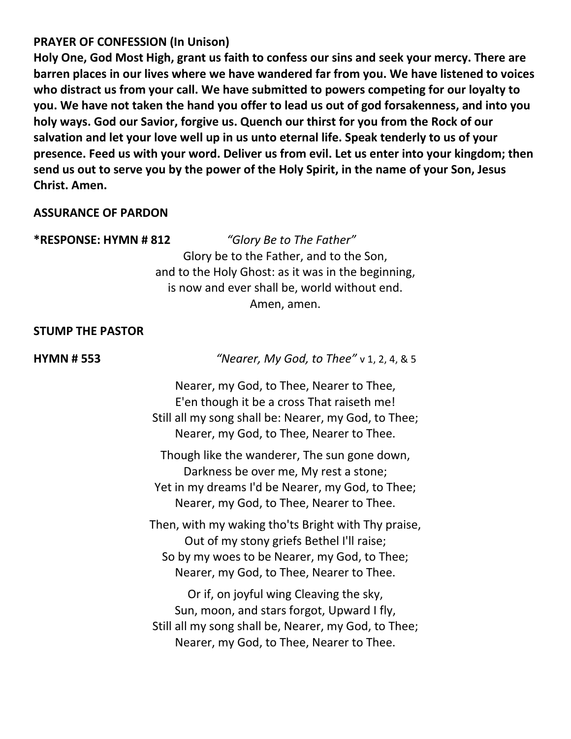**PRAYER OF CONFESSION (In Unison)**

**Holy One, God Most High, grant us faith to confess our sins and seek your mercy. There are barren places in our lives where we have wandered far from you. We have listened to voices who distract us from your call. We have submitted to powers competing for our loyalty to you. We have not taken the hand you offer to lead us out of god forsakenness, and into you holy ways. God our Savior, forgive us. Quench our thirst for you from the Rock of our salvation and let your love well up in us unto eternal life. Speak tenderly to us of your presence. Feed us with your word. Deliver us from evil. Let us enter into your kingdom; then send us out to serve you by the power of the Holy Spirit, in the name of your Son, Jesus Christ. Amen.**

**ASSURANCE OF PARDON**

**\*RESPONSE: HYMN # 812** *"Glory Be to The Father"*

Glory be to the Father, and to the Son,
and to the Holy Ghost: as it was in the beginning,
is now and ever shall be, world without end.
Amen, amen.

**STUMP THE PASTOR**

**HYMN # 553** *"Nearer, My God, to Thee"* v 1, 2, 4, & 5

Nearer, my God, to Thee, Nearer to Thee,
E'en though it be a cross That raiseth me!
Still all my song shall be: Nearer, my God, to Thee;
Nearer, my God, to Thee, Nearer to Thee.

Though like the wanderer, The sun gone down,
Darkness be over me, My rest a stone;
Yet in my dreams I'd be Nearer, my God, to Thee;
Nearer, my God, to Thee, Nearer to Thee.

Then, with my waking tho'ts Bright with Thy praise,
Out of my stony griefs Bethel I'll raise;
So by my woes to be Nearer, my God, to Thee;
Nearer, my God, to Thee, Nearer to Thee.

Or if, on joyful wing Cleaving the sky,
Sun, moon, and stars forgot, Upward I fly,
Still all my song shall be, Nearer, my God, to Thee;
Nearer, my God, to Thee, Nearer to Thee.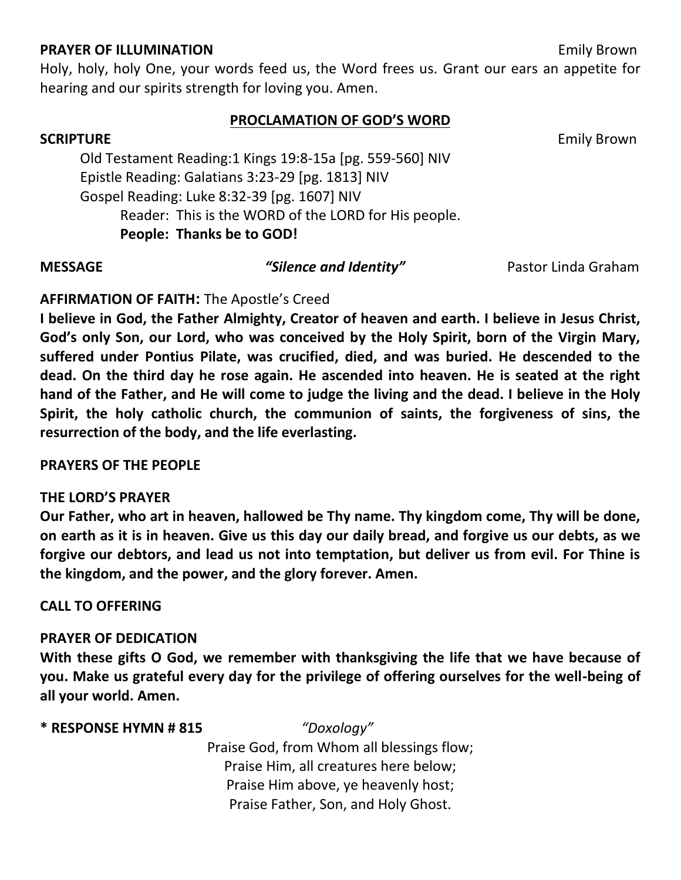**PRAYER OF ILLUMINATION** Emily Brown

Holy, holy, holy One, your words feed us, the Word frees us. Grant our ears an appetite for hearing and our spirits strength for loving you. Amen.

## PROCLAMATION OF GOD'S WORD

**SCRIPTURE** Emily Brown

Old Testament Reading:1 Kings 19:8-15a [pg. 559-560] NIV
Epistle Reading: Galatians 3:23-29 [pg. 1813] NIV
Gospel Reading: Luke 8:32-39 [pg. 1607] NIV

Reader: This is the WORD of the LORD for His people.
**People: Thanks be to GOD!**

**MESSAGE** ***"Silence and Identity"*** Pastor Linda Graham

**AFFIRMATION OF FAITH:** The Apostle's Creed

**I believe in God, the Father Almighty, Creator of heaven and earth. I believe in Jesus Christ, God's only Son, our Lord, who was conceived by the Holy Spirit, born of the Virgin Mary, suffered under Pontius Pilate, was crucified, died, and was buried. He descended to the dead. On the third day he rose again. He ascended into heaven. He is seated at the right hand of the Father, and He will come to judge the living and the dead. I believe in the Holy Spirit, the holy catholic church, the communion of saints, the forgiveness of sins, the resurrection of the body, and the life everlasting.**

**PRAYERS OF THE PEOPLE**

**THE LORD'S PRAYER**

**Our Father, who art in heaven, hallowed be Thy name. Thy kingdom come, Thy will be done, on earth as it is in heaven. Give us this day our daily bread, and forgive us our debts, as we forgive our debtors, and lead us not into temptation, but deliver us from evil. For Thine is the kingdom, and the power, and the glory forever. Amen.**

**CALL TO OFFERING**

**PRAYER OF DEDICATION**

**With these gifts O God, we remember with thanksgiving the life that we have because of you. Make us grateful every day for the privilege of offering ourselves for the well-being of all your world. Amen.**

**\* RESPONSE HYMN # 815** *"Doxology"*

Praise God, from Whom all blessings flow;
Praise Him, all creatures here below;
Praise Him above, ye heavenly host;
Praise Father, Son, and Holy Ghost.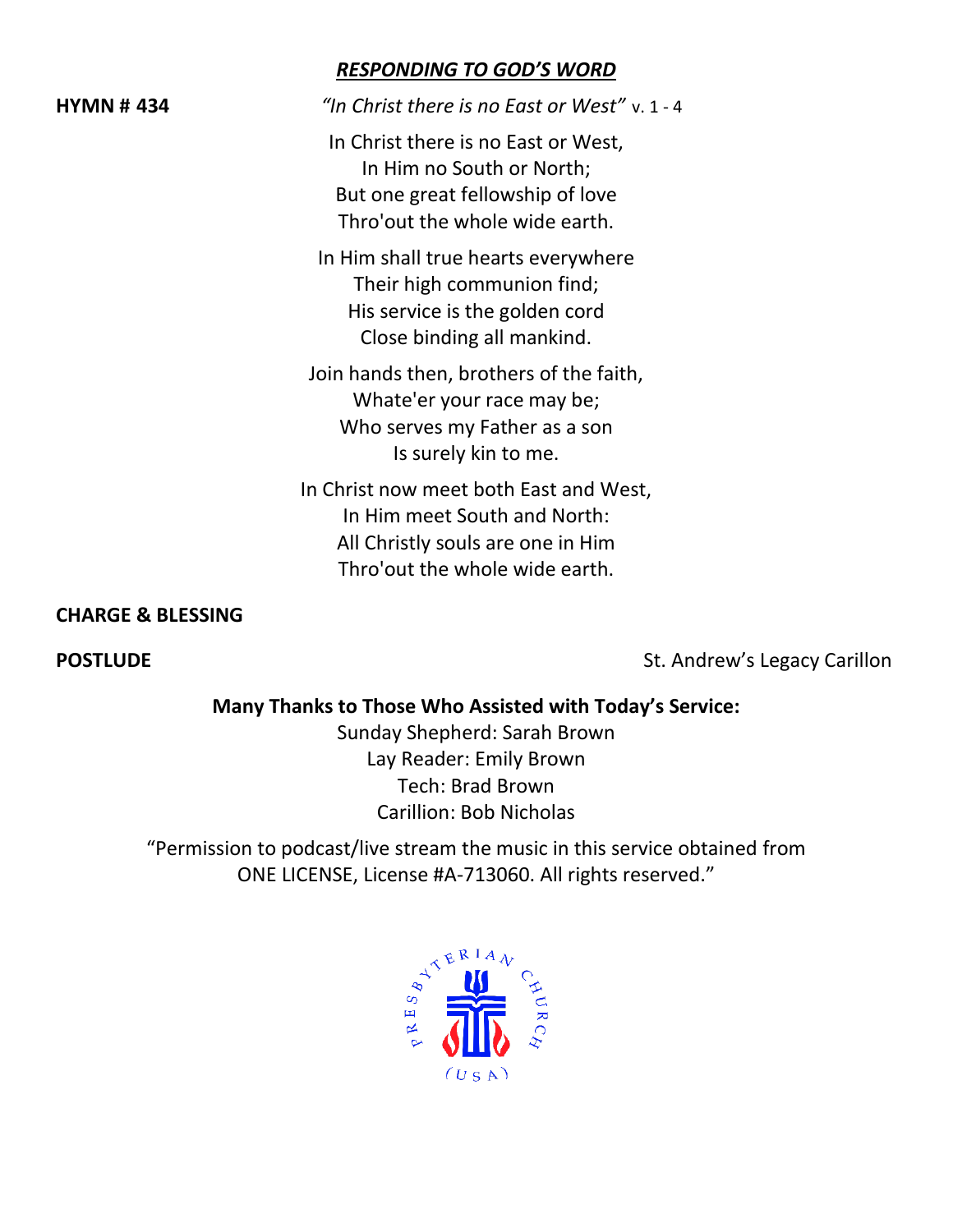## *RESPONDING TO GOD'S WORD*

**HYMN # 434** *"In Christ there is no East or West"* v. 1 - 4

In Christ there is no East or West,
In Him no South or North;
But one great fellowship of love
Thro'out the whole wide earth.

In Him shall true hearts everywhere
Their high communion find;
His service is the golden cord
Close binding all mankind.

Join hands then, brothers of the faith,
Whate'er your race may be;
Who serves my Father as a son
Is surely kin to me.

In Christ now meet both East and West,
In Him meet South and North:
All Christly souls are one in Him
Thro'out the whole wide earth.

**CHARGE & BLESSING**

**POSTLUDE** St. Andrew's Legacy Carillon

**Many Thanks to Those Who Assisted with Today's Service:**

Sunday Shepherd: Sarah Brown
Lay Reader: Emily Brown
Tech: Brad Brown
Carillion: Bob Nicholas

"Permission to podcast/live stream the music in this service obtained from ONE LICENSE, License #A-713060. All rights reserved."

PRESBYTERIAN CHURCH (USA)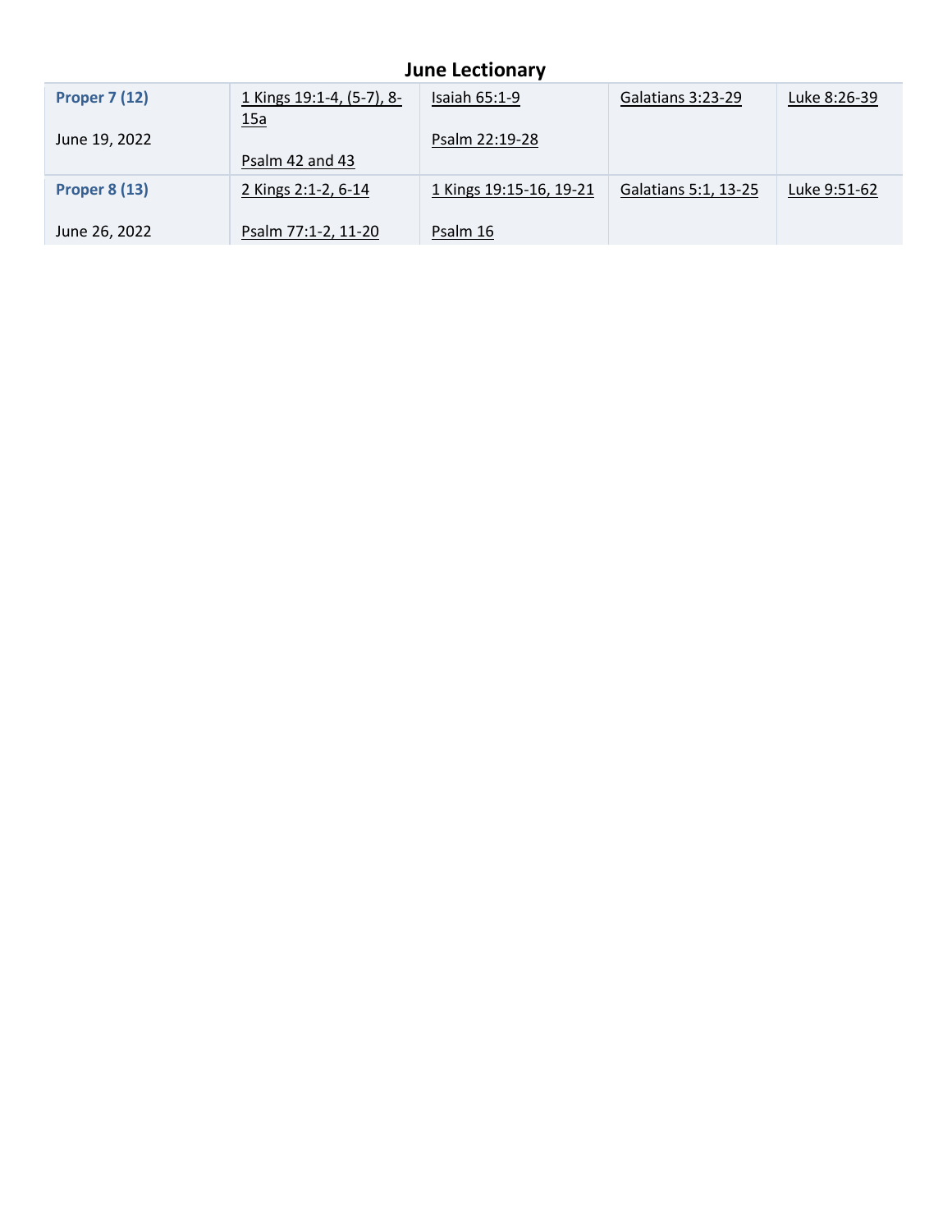## June Lectionary

| | | | | |
|---|---|---|---|---|
| **Proper 7 (12)**<br><br>June 19, 2022 | 1 Kings 19:1-4, (5-7), 8-15a<br><br>Psalm 42 and 43 | Isaiah 65:1-9<br><br>Psalm 22:19-28 | Galatians 3:23-29 | Luke 8:26-39 |
| **Proper 8 (13)**<br><br>June 26, 2022 | 2 Kings 2:1-2, 6-14<br><br>Psalm 77:1-2, 11-20 | 1 Kings 19:15-16, 19-21<br><br>Psalm 16 | Galatians 5:1, 13-25 | Luke 9:51-62 |